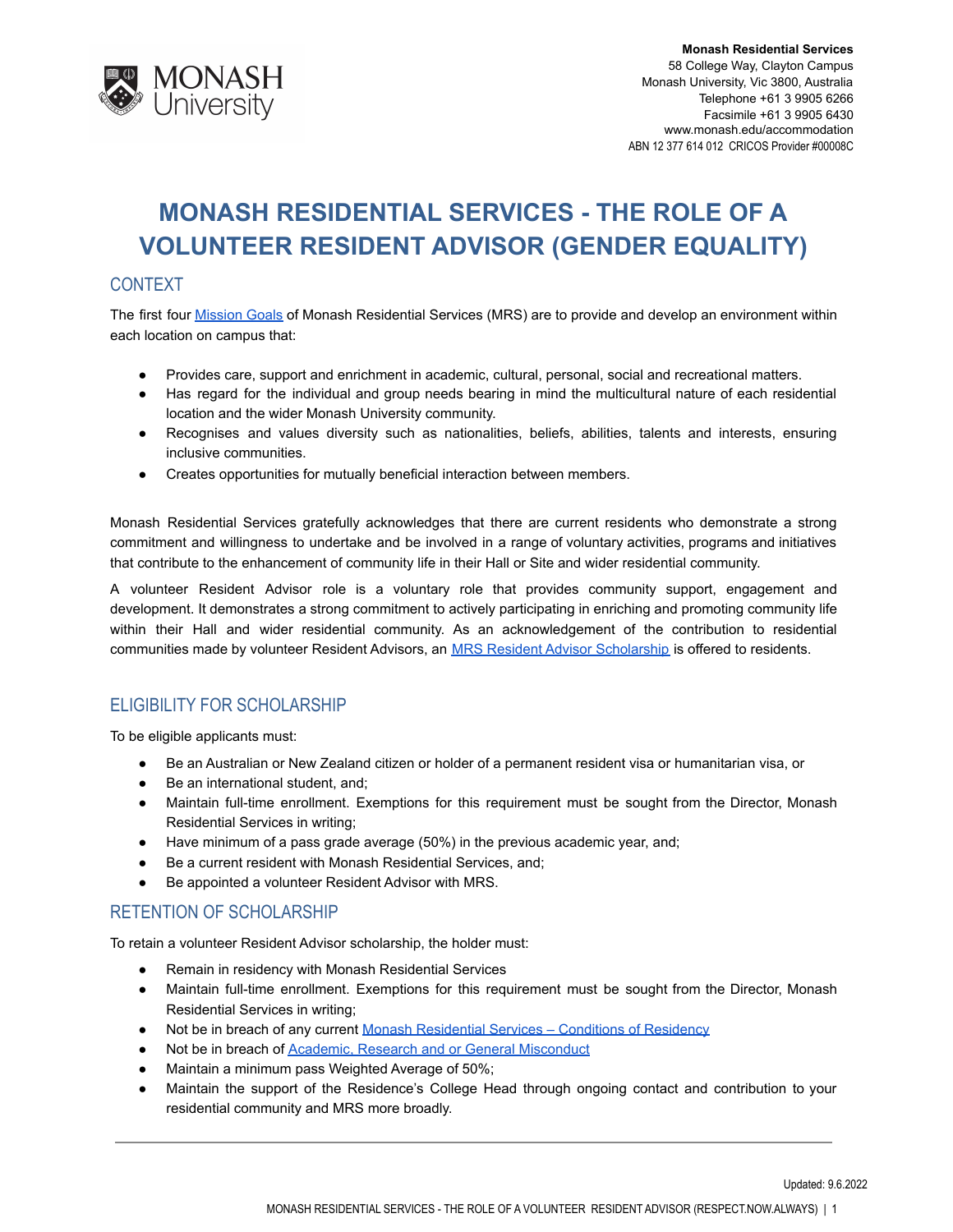Monash Residential Services
58 College Way, Clayton Campus
Monash University, Vic 3800, Australia
Telephone +61 3 9905 6266
Facsimile +61 3 9905 6430
www.monash.edu/accommodation
ABN 12 377 614 012 CRICOS Provider #00008C

# MONASH RESIDENTIAL SERVICES - THE ROLE OF A VOLUNTEER RESIDENT ADVISOR (GENDER EQUALITY)

## CONTEXT

The first four Mission Goals of Monash Residential Services (MRS) are to provide and develop an environment within each location on campus that:

- Provides care, support and enrichment in academic, cultural, personal, social and recreational matters.
- Has regard for the individual and group needs bearing in mind the multicultural nature of each residential location and the wider Monash University community.
- Recognises and values diversity such as nationalities, beliefs, abilities, talents and interests, ensuring inclusive communities.
- Creates opportunities for mutually beneficial interaction between members.

Monash Residential Services gratefully acknowledges that there are current residents who demonstrate a strong commitment and willingness to undertake and be involved in a range of voluntary activities, programs and initiatives that contribute to the enhancement of community life in their Hall or Site and wider residential community.

A volunteer Resident Advisor role is a voluntary role that provides community support, engagement and development. It demonstrates a strong commitment to actively participating in enriching and promoting community life within their Hall and wider residential community. As an acknowledgement of the contribution to residential communities made by volunteer Resident Advisors, an MRS Resident Advisor Scholarship is offered to residents.

## ELIGIBILITY FOR SCHOLARSHIP

To be eligible applicants must:

- Be an Australian or New Zealand citizen or holder of a permanent resident visa or humanitarian visa, or
- Be an international student, and;
- Maintain full-time enrollment. Exemptions for this requirement must be sought from the Director, Monash Residential Services in writing;
- Have minimum of a pass grade average (50%) in the previous academic year, and;
- Be a current resident with Monash Residential Services, and;
- Be appointed a volunteer Resident Advisor with MRS.

## RETENTION OF SCHOLARSHIP

To retain a volunteer Resident Advisor scholarship, the holder must:

- Remain in residency with Monash Residential Services
- Maintain full-time enrollment. Exemptions for this requirement must be sought from the Director, Monash Residential Services in writing;
- Not be in breach of any current Monash Residential Services – Conditions of Residency
- Not be in breach of Academic, Research and or General Misconduct
- Maintain a minimum pass Weighted Average of 50%;
- Maintain the support of the Residence's College Head through ongoing contact and contribution to your residential community and MRS more broadly.

Updated: 9.6.2022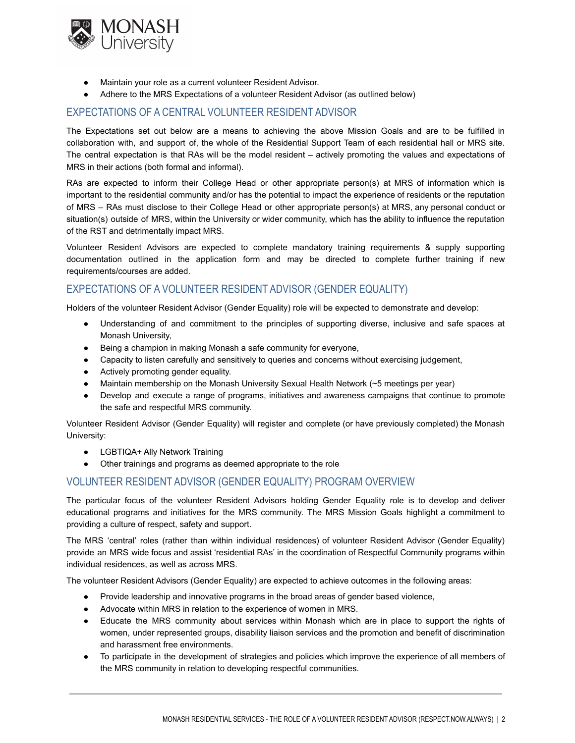- Maintain your role as a current volunteer Resident Advisor.
- Adhere to the MRS Expectations of a volunteer Resident Advisor (as outlined below)

## EXPECTATIONS OF A CENTRAL VOLUNTEER RESIDENT ADVISOR

The Expectations set out below are a means to achieving the above Mission Goals and are to be fulfilled in collaboration with, and support of, the whole of the Residential Support Team of each residential hall or MRS site. The central expectation is that RAs will be the model resident – actively promoting the values and expectations of MRS in their actions (both formal and informal).

RAs are expected to inform their College Head or other appropriate person(s) at MRS of information which is important to the residential community and/or has the potential to impact the experience of residents or the reputation of MRS – RAs must disclose to their College Head or other appropriate person(s) at MRS, any personal conduct or situation(s) outside of MRS, within the University or wider community, which has the ability to influence the reputation of the RST and detrimentally impact MRS.

Volunteer Resident Advisors are expected to complete mandatory training requirements & supply supporting documentation outlined in the application form and may be directed to complete further training if new requirements/courses are added.

## EXPECTATIONS OF A VOLUNTEER RESIDENT ADVISOR (GENDER EQUALITY)

Holders of the volunteer Resident Advisor (Gender Equality) role will be expected to demonstrate and develop:

- Understanding of and commitment to the principles of supporting diverse, inclusive and safe spaces at Monash University,
- Being a champion in making Monash a safe community for everyone,
- Capacity to listen carefully and sensitively to queries and concerns without exercising judgement,
- Actively promoting gender equality.
- Maintain membership on the Monash University Sexual Health Network (~5 meetings per year)
- Develop and execute a range of programs, initiatives and awareness campaigns that continue to promote the safe and respectful MRS community.

Volunteer Resident Advisor (Gender Equality) will register and complete (or have previously completed) the Monash University:

- LGBTIQA+ Ally Network Training
- Other trainings and programs as deemed appropriate to the role

## VOLUNTEER RESIDENT ADVISOR (GENDER EQUALITY) PROGRAM OVERVIEW

The particular focus of the volunteer Resident Advisors holding Gender Equality role is to develop and deliver educational programs and initiatives for the MRS community. The MRS Mission Goals highlight a commitment to providing a culture of respect, safety and support.

The MRS 'central' roles (rather than within individual residences) of volunteer Resident Advisor (Gender Equality) provide an MRS wide focus and assist 'residential RAs' in the coordination of Respectful Community programs within individual residences, as well as across MRS.

The volunteer Resident Advisors (Gender Equality) are expected to achieve outcomes in the following areas:

- Provide leadership and innovative programs in the broad areas of gender based violence,
- Advocate within MRS in relation to the experience of women in MRS.
- Educate the MRS community about services within Monash which are in place to support the rights of women, under represented groups, disability liaison services and the promotion and benefit of discrimination and harassment free environments.
- To participate in the development of strategies and policies which improve the experience of all members of the MRS community in relation to developing respectful communities.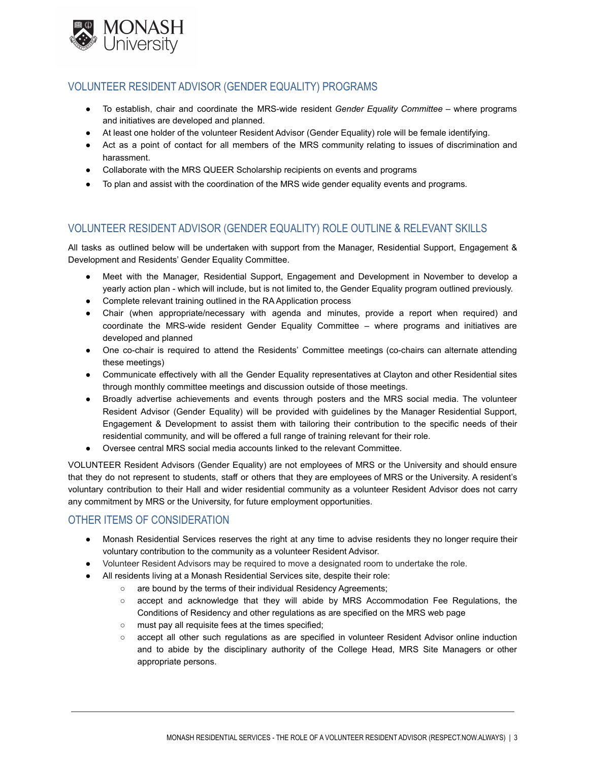## VOLUNTEER RESIDENT ADVISOR (GENDER EQUALITY) PROGRAMS

- To establish, chair and coordinate the MRS-wide resident *Gender Equality Committee* – where programs and initiatives are developed and planned.
- At least one holder of the volunteer Resident Advisor (Gender Equality) role will be female identifying.
- Act as a point of contact for all members of the MRS community relating to issues of discrimination and harassment.
- Collaborate with the MRS QUEER Scholarship recipients on events and programs
- To plan and assist with the coordination of the MRS wide gender equality events and programs.

## VOLUNTEER RESIDENT ADVISOR (GENDER EQUALITY) ROLE OUTLINE & RELEVANT SKILLS

All tasks as outlined below will be undertaken with support from the Manager, Residential Support, Engagement & Development and Residents' Gender Equality Committee.

- Meet with the Manager, Residential Support, Engagement and Development in November to develop a yearly action plan - which will include, but is not limited to, the Gender Equality program outlined previously.
- Complete relevant training outlined in the RA Application process
- Chair (when appropriate/necessary with agenda and minutes, provide a report when required) and coordinate the MRS-wide resident Gender Equality Committee – where programs and initiatives are developed and planned
- One co-chair is required to attend the Residents' Committee meetings (co-chairs can alternate attending these meetings)
- Communicate effectively with all the Gender Equality representatives at Clayton and other Residential sites through monthly committee meetings and discussion outside of those meetings.
- Broadly advertise achievements and events through posters and the MRS social media. The volunteer Resident Advisor (Gender Equality) will be provided with guidelines by the Manager Residential Support, Engagement & Development to assist them with tailoring their contribution to the specific needs of their residential community, and will be offered a full range of training relevant for their role.
- Oversee central MRS social media accounts linked to the relevant Committee.

VOLUNTEER Resident Advisors (Gender Equality) are not employees of MRS or the University and should ensure that they do not represent to students, staff or others that they are employees of MRS or the University. A resident's voluntary contribution to their Hall and wider residential community as a volunteer Resident Advisor does not carry any commitment by MRS or the University, for future employment opportunities.

## OTHER ITEMS OF CONSIDERATION

- Monash Residential Services reserves the right at any time to advise residents they no longer require their voluntary contribution to the community as a volunteer Resident Advisor.
- Volunteer Resident Advisors may be required to move a designated room to undertake the role.
- All residents living at a Monash Residential Services site, despite their role:
  - are bound by the terms of their individual Residency Agreements;
  - accept and acknowledge that they will abide by MRS Accommodation Fee Regulations, the Conditions of Residency and other regulations as are specified on the MRS web page
  - must pay all requisite fees at the times specified;
  - accept all other such regulations as are specified in volunteer Resident Advisor online induction and to abide by the disciplinary authority of the College Head, MRS Site Managers or other appropriate persons.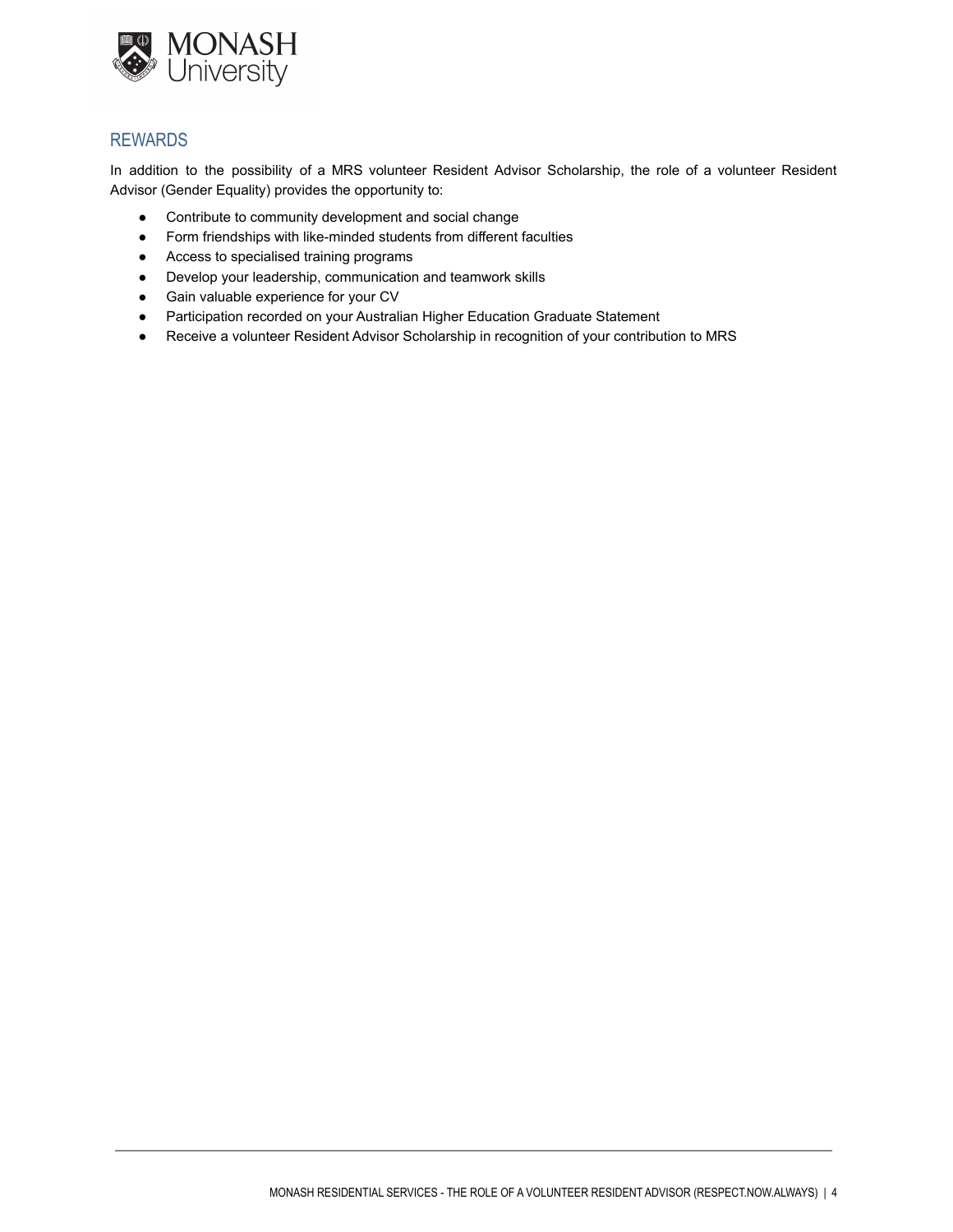## REWARDS

In addition to the possibility of a MRS volunteer Resident Advisor Scholarship, the role of a volunteer Resident Advisor (Gender Equality) provides the opportunity to:

- Contribute to community development and social change
- Form friendships with like-minded students from different faculties
- Access to specialised training programs
- Develop your leadership, communication and teamwork skills
- Gain valuable experience for your CV
- Participation recorded on your Australian Higher Education Graduate Statement
- Receive a volunteer Resident Advisor Scholarship in recognition of your contribution to MRS